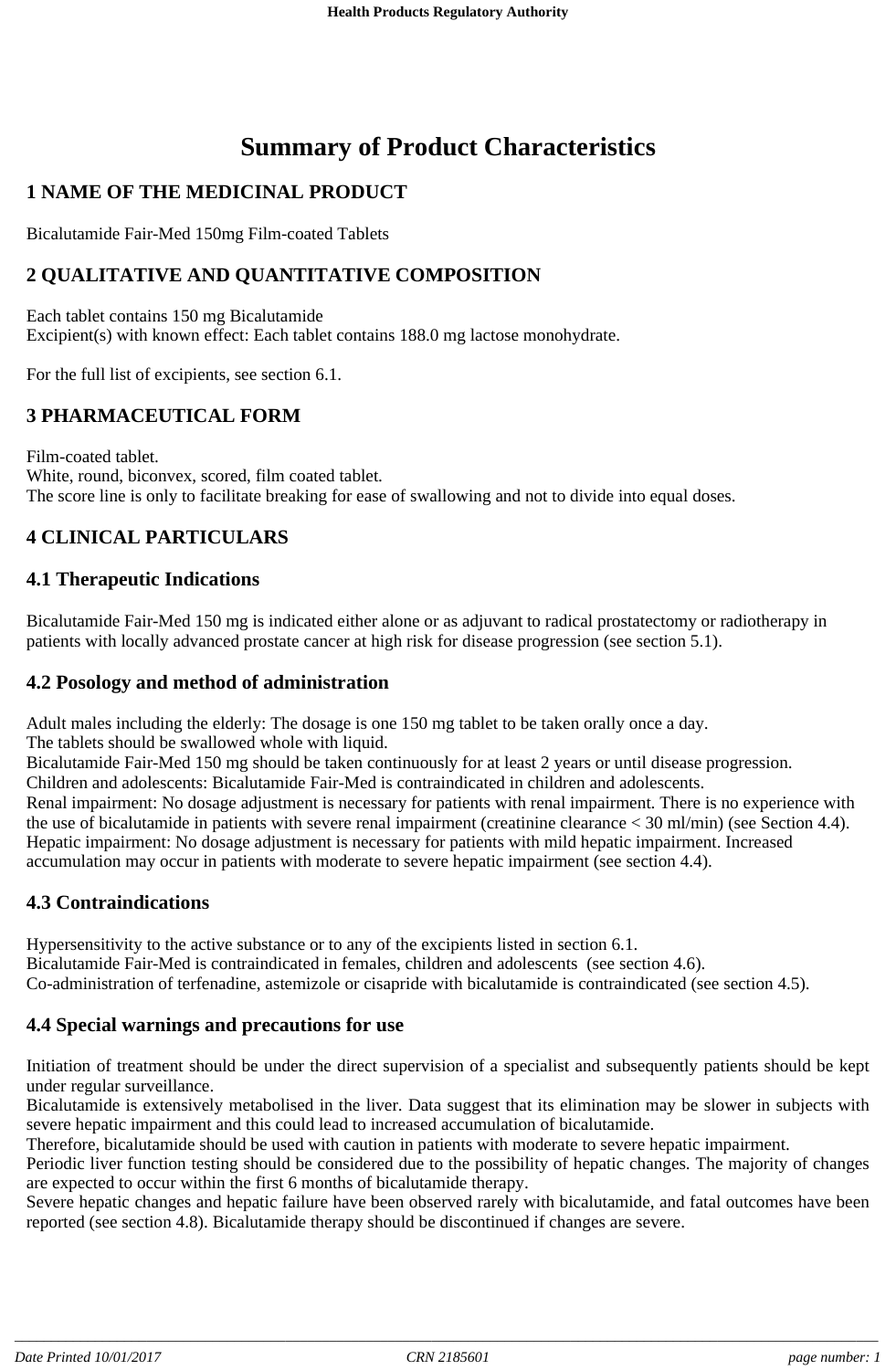# Summary of Product Characteristics

## 1 NAME OF THE MEDICINAL PRODUCT

Bicalutamide Fair-Med 150mg Film-coated Tablets

## 2 QUALITATIVE AND QUANTITATIVE COMPOSITION

Each tablet contains 150 mg Bicalutamide
Excipient(s) with known effect: Each tablet contains 188.0 mg lactose monohydrate.

For the full list of excipients, see section 6.1.

## 3 PHARMACEUTICAL FORM

Film-coated tablet.
White, round, biconvex, scored, film coated tablet.
The score line is only to facilitate breaking for ease of swallowing and not to divide into equal doses.

## 4 CLINICAL PARTICULARS

### 4.1 Therapeutic Indications

Bicalutamide Fair-Med 150 mg is indicated either alone or as adjuvant to radical prostatectomy or radiotherapy in patients with locally advanced prostate cancer at high risk for disease progression (see section 5.1).

### 4.2 Posology and method of administration

Adult males including the elderly: The dosage is one 150 mg tablet to be taken orally once a day.
The tablets should be swallowed whole with liquid.
Bicalutamide Fair-Med 150 mg should be taken continuously for at least 2 years or until disease progression.
Children and adolescents: Bicalutamide Fair-Med is contraindicated in children and adolescents.
Renal impairment: No dosage adjustment is necessary for patients with renal impairment. There is no experience with the use of bicalutamide in patients with severe renal impairment (creatinine clearance < 30 ml/min) (see Section 4.4).
Hepatic impairment: No dosage adjustment is necessary for patients with mild hepatic impairment. Increased accumulation may occur in patients with moderate to severe hepatic impairment (see section 4.4).

### 4.3 Contraindications

Hypersensitivity to the active substance or to any of the excipients listed in section 6.1.
Bicalutamide Fair-Med is contraindicated in females, children and adolescents (see section 4.6).
Co-administration of terfenadine, astemizole or cisapride with bicalutamide is contraindicated (see section 4.5).

### 4.4 Special warnings and precautions for use

Initiation of treatment should be under the direct supervision of a specialist and subsequently patients should be kept under regular surveillance.
Bicalutamide is extensively metabolised in the liver. Data suggest that its elimination may be slower in subjects with severe hepatic impairment and this could lead to increased accumulation of bicalutamide.
Therefore, bicalutamide should be used with caution in patients with moderate to severe hepatic impairment.
Periodic liver function testing should be considered due to the possibility of hepatic changes. The majority of changes are expected to occur within the first 6 months of bicalutamide therapy.
Severe hepatic changes and hepatic failure have been observed rarely with bicalutamide, and fatal outcomes have been reported (see section 4.8). Bicalutamide therapy should be discontinued if changes are severe.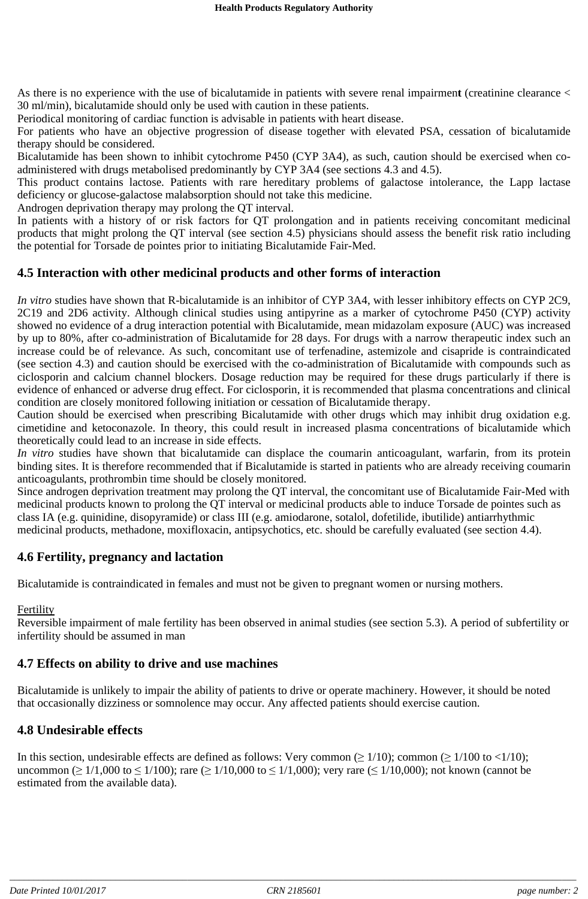As there is no experience with the use of bicalutamide in patients with severe renal impairment (creatinine clearance < 30 ml/min), bicalutamide should only be used with caution in these patients.
Periodical monitoring of cardiac function is advisable in patients with heart disease.
For patients who have an objective progression of disease together with elevated PSA, cessation of bicalutamide therapy should be considered.
Bicalutamide has been shown to inhibit cytochrome P450 (CYP 3A4), as such, caution should be exercised when co-administered with drugs metabolised predominantly by CYP 3A4 (see sections 4.3 and 4.5).
This product contains lactose. Patients with rare hereditary problems of galactose intolerance, the Lapp lactase deficiency or glucose-galactose malabsorption should not take this medicine.
Androgen deprivation therapy may prolong the QT interval.
In patients with a history of or risk factors for QT prolongation and in patients receiving concomitant medicinal products that might prolong the QT interval (see section 4.5) physicians should assess the benefit risk ratio including the potential for Torsade de pointes prior to initiating Bicalutamide Fair-Med.

## 4.5 Interaction with other medicinal products and other forms of interaction

*In vitro* studies have shown that R-bicalutamide is an inhibitor of CYP 3A4, with lesser inhibitory effects on CYP 2C9, 2C19 and 2D6 activity. Although clinical studies using antipyrine as a marker of cytochrome P450 (CYP) activity showed no evidence of a drug interaction potential with Bicalutamide, mean midazolam exposure (AUC) was increased by up to 80%, after co-administration of Bicalutamide for 28 days. For drugs with a narrow therapeutic index such an increase could be of relevance. As such, concomitant use of terfenadine, astemizole and cisapride is contraindicated (see section 4.3) and caution should be exercised with the co-administration of Bicalutamide with compounds such as ciclosporin and calcium channel blockers. Dosage reduction may be required for these drugs particularly if there is evidence of enhanced or adverse drug effect. For ciclosporin, it is recommended that plasma concentrations and clinical condition are closely monitored following initiation or cessation of Bicalutamide therapy.
Caution should be exercised when prescribing Bicalutamide with other drugs which may inhibit drug oxidation e.g. cimetidine and ketoconazole. In theory, this could result in increased plasma concentrations of bicalutamide which theoretically could lead to an increase in side effects.
*In vitro* studies have shown that bicalutamide can displace the coumarin anticoagulant, warfarin, from its protein binding sites. It is therefore recommended that if Bicalutamide is started in patients who are already receiving coumarin anticoagulants, prothrombin time should be closely monitored.
Since androgen deprivation treatment may prolong the QT interval, the concomitant use of Bicalutamide Fair-Med with medicinal products known to prolong the QT interval or medicinal products able to induce Torsade de pointes such as class IA (e.g. quinidine, disopyramide) or class III (e.g. amiodarone, sotalol, dofetilide, ibutilide) antiarrhythmic medicinal products, methadone, moxifloxacin, antipsychotics, etc. should be carefully evaluated (see section 4.4).

## 4.6 Fertility, pregnancy and lactation

Bicalutamide is contraindicated in females and must not be given to pregnant women or nursing mothers.

Fertility
Reversible impairment of male fertility has been observed in animal studies (see section 5.3). A period of subfertility or infertility should be assumed in man

## 4.7 Effects on ability to drive and use machines

Bicalutamide is unlikely to impair the ability of patients to drive or operate machinery. However, it should be noted that occasionally dizziness or somnolence may occur. Any affected patients should exercise caution.

## 4.8 Undesirable effects

In this section, undesirable effects are defined as follows: Very common ($\geq$ 1/10); common ($\geq$ 1/100 to <1/10); uncommon ($\geq$ 1/1,000 to $\leq$ 1/100); rare ($\geq$ 1/10,000 to $\leq$ 1/1,000); very rare ($\leq$ 1/10,000); not known (cannot be estimated from the available data).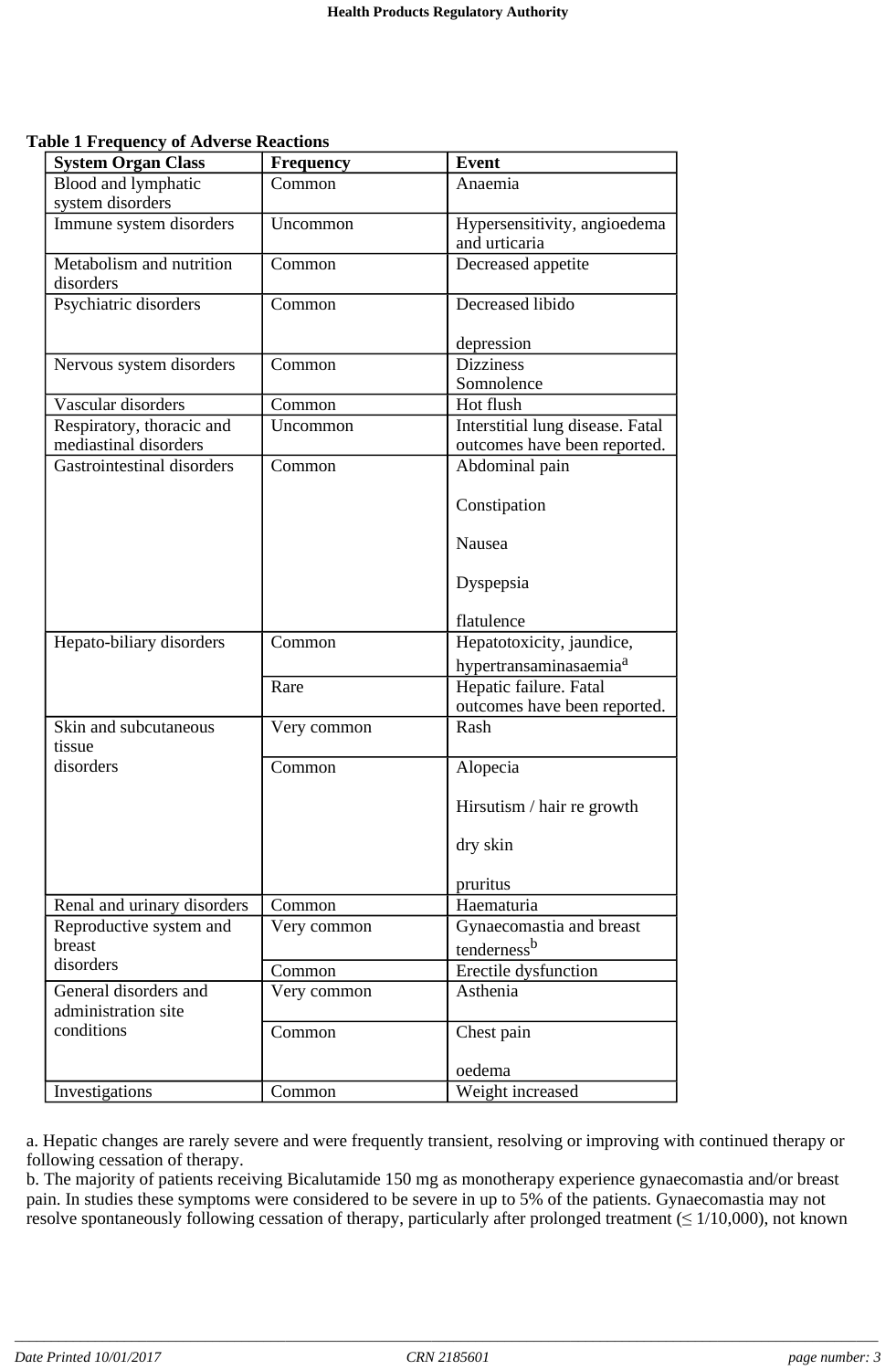**Table 1 Frequency of Adverse Reactions**

| System Organ Class | Frequency | Event |
|---|---|---|
| Blood and lymphatic system disorders | Common | Anaemia |
| Immune system disorders | Uncommon | Hypersensitivity, angioedema and urticaria |
| Metabolism and nutrition disorders | Common | Decreased appetite |
| Psychiatric disorders | Common | Decreased libido<br><br>depression |
| Nervous system disorders | Common | Dizziness<br>Somnolence |
| Vascular disorders | Common | Hot flush |
| Respiratory, thoracic and mediastinal disorders | Uncommon | Interstitial lung disease. Fatal outcomes have been reported. |
| Gastrointestinal disorders | Common | Abdominal pain<br><br>Constipation<br><br>Nausea<br><br>Dyspepsia<br><br>flatulence |
| Hepato-biliary disorders | Common | Hepatotoxicity, jaundice, hypertransaminasaemia[a] |
| | Rare | Hepatic failure. Fatal outcomes have been reported. |
| Skin and subcutaneous tissue disorders | Very common | Rash |
| | Common | Alopecia<br><br>Hirsutism / hair re growth<br><br>dry skin<br><br>pruritus |
| Renal and urinary disorders | Common | Haematuria |
| Reproductive system and breast disorders | Very common | Gynaecomastia and breast tenderness[b] |
| | Common | Erectile dysfunction |
| General disorders and administration site conditions | Very common | Asthenia |
| | Common | Chest pain<br><br>oedema |
| Investigations | Common | Weight increased |

a. Hepatic changes are rarely severe and were frequently transient, resolving or improving with continued therapy or following cessation of therapy.

b. The majority of patients receiving Bicalutamide 150 mg as monotherapy experience gynaecomastia and/or breast pain. In studies these symptoms were considered to be severe in up to 5% of the patients. Gynaecomastia may not resolve spontaneously following cessation of therapy, particularly after prolonged treatment (≤ 1/10,000), not known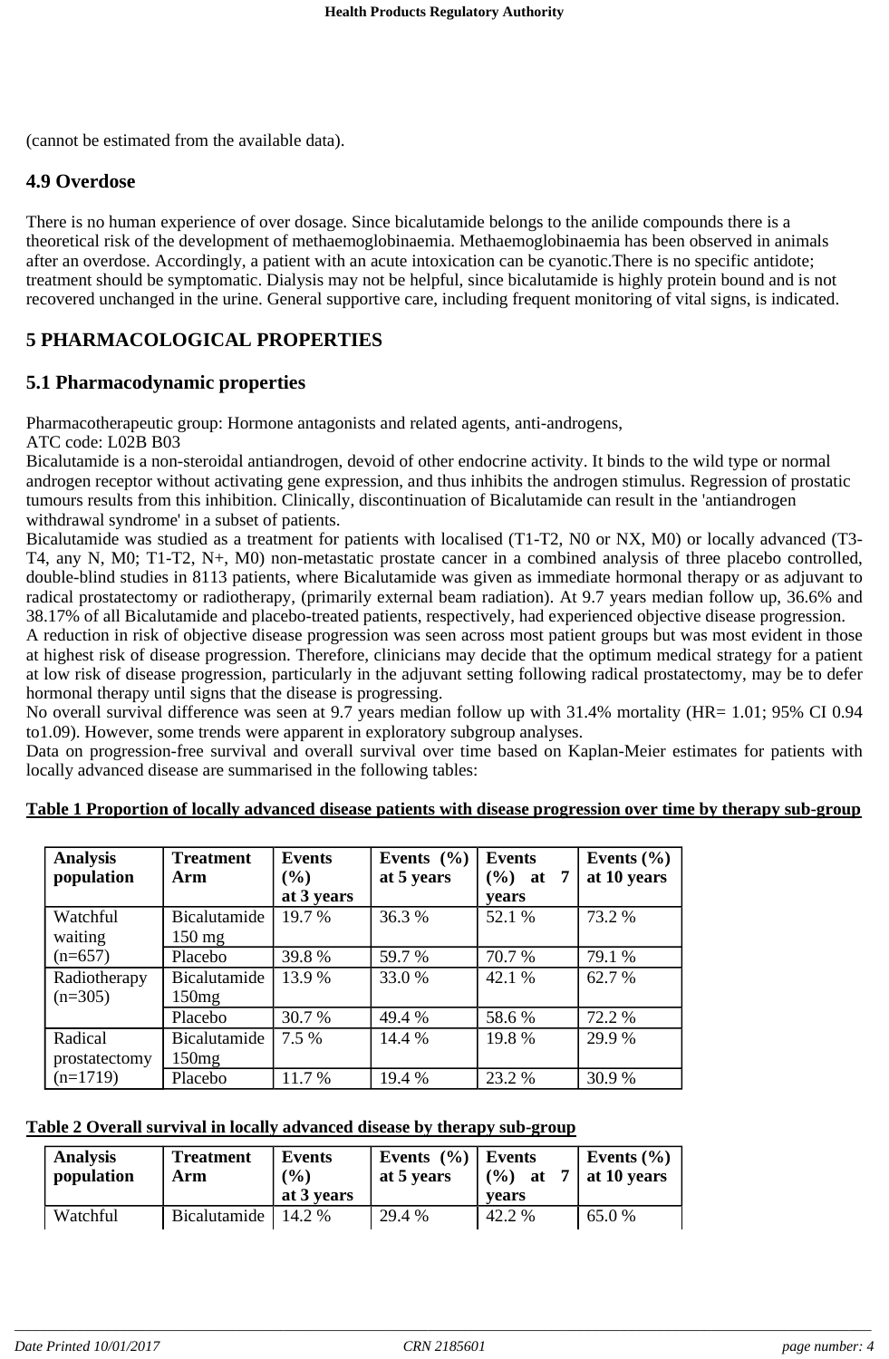(cannot be estimated from the available data).

## 4.9 Overdose

There is no human experience of over dosage. Since bicalutamide belongs to the anilide compounds there is a theoretical risk of the development of methaemoglobinaemia. Methaemoglobinaemia has been observed in animals after an overdose. Accordingly, a patient with an acute intoxication can be cyanotic.There is no specific antidote; treatment should be symptomatic. Dialysis may not be helpful, since bicalutamide is highly protein bound and is not recovered unchanged in the urine. General supportive care, including frequent monitoring of vital signs, is indicated.

# 5 PHARMACOLOGICAL PROPERTIES

## 5.1 Pharmacodynamic properties

Pharmacotherapeutic group: Hormone antagonists and related agents, anti-androgens,
ATC code: L02B B03
Bicalutamide is a non-steroidal antiandrogen, devoid of other endocrine activity. It binds to the wild type or normal androgen receptor without activating gene expression, and thus inhibits the androgen stimulus. Regression of prostatic tumours results from this inhibition. Clinically, discontinuation of Bicalutamide can result in the 'antiandrogen withdrawal syndrome' in a subset of patients.
Bicalutamide was studied as a treatment for patients with localised (T1-T2, N0 or NX, M0) or locally advanced (T3-T4, any N, M0; T1-T2, N+, M0) non-metastatic prostate cancer in a combined analysis of three placebo controlled, double-blind studies in 8113 patients, where Bicalutamide was given as immediate hormonal therapy or as adjuvant to radical prostatectomy or radiotherapy, (primarily external beam radiation). At 9.7 years median follow up, 36.6% and 38.17% of all Bicalutamide and placebo-treated patients, respectively, had experienced objective disease progression.
A reduction in risk of objective disease progression was seen across most patient groups but was most evident in those at highest risk of disease progression. Therefore, clinicians may decide that the optimum medical strategy for a patient at low risk of disease progression, particularly in the adjuvant setting following radical prostatectomy, may be to defer hormonal therapy until signs that the disease is progressing.
No overall survival difference was seen at 9.7 years median follow up with 31.4% mortality (HR= 1.01; 95% CI 0.94 to1.09). However, some trends were apparent in exploratory subgroup analyses.
Data on progression-free survival and overall survival over time based on Kaplan-Meier estimates for patients with locally advanced disease are summarised in the following tables:

**Table 1 Proportion of locally advanced disease patients with disease progression over time by therapy sub-group**

| Analysis population | Treatment Arm | Events (%) at 3 years | Events (%) at 5 years | Events (%) at 7 years | Events (%) at 10 years |
|---|---|---|---|---|---|
| Watchful waiting (n=657) | Bicalutamide 150 mg | 19.7 % | 36.3 % | 52.1 % | 73.2 % |
| | Placebo | 39.8 % | 59.7 % | 70.7 % | 79.1 % |
| Radiotherapy (n=305) | Bicalutamide 150mg | 13.9 % | 33.0 % | 42.1 % | 62.7 % |
| | Placebo | 30.7 % | 49.4 % | 58.6 % | 72.2 % |
| Radical prostatectomy (n=1719) | Bicalutamide 150mg | 7.5 % | 14.4 % | 19.8 % | 29.9 % |
| | Placebo | 11.7 % | 19.4 % | 23.2 % | 30.9 % |

**Table 2 Overall survival in locally advanced disease by therapy sub-group**

| Analysis population | Treatment Arm | Events (%) at 3 years | Events (%) at 5 years | Events (%) at 7 years | Events (%) at 10 years |
|---|---|---|---|---|---|
| Watchful | Bicalutamide | 14.2 % | 29.4 % | 42.2 % | 65.0 % |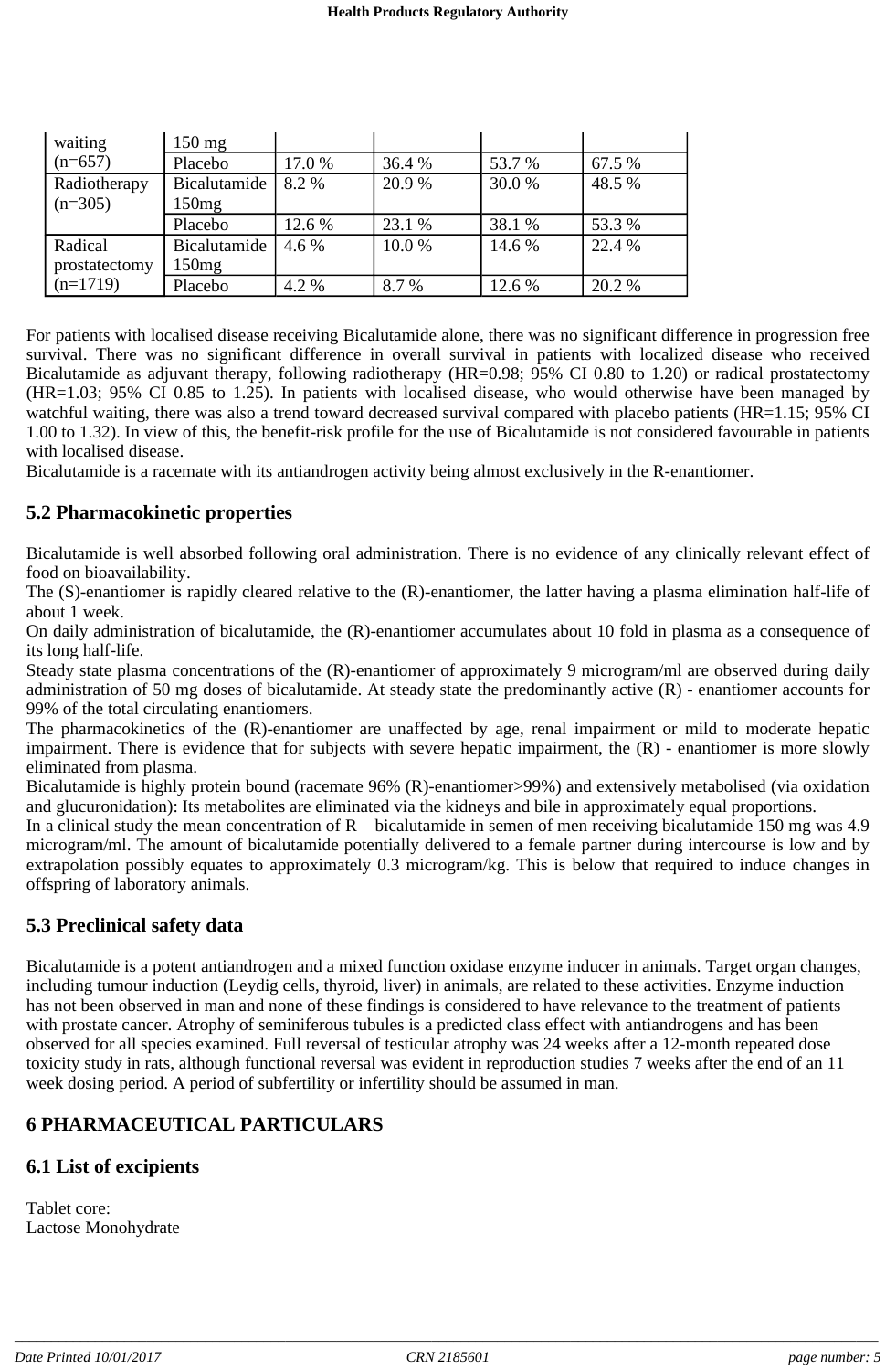| | | | | | |
|---|---|---|---|---|---|
| waiting (n=657) | 150 mg | | | | |
| | Placebo | 17.0 % | 36.4 % | 53.7 % | 67.5 % |
| Radiotherapy (n=305) | Bicalutamide 150mg | 8.2 % | 20.9 % | 30.0 % | 48.5 % |
| | Placebo | 12.6 % | 23.1 % | 38.1 % | 53.3 % |
| Radical prostatectomy (n=1719) | Bicalutamide 150mg | 4.6 % | 10.0 % | 14.6 % | 22.4 % |
| | Placebo | 4.2 % | 8.7 % | 12.6 % | 20.2 % |

For patients with localised disease receiving Bicalutamide alone, there was no significant difference in progression free survival. There was no significant difference in overall survival in patients with localized disease who received Bicalutamide as adjuvant therapy, following radiotherapy (HR=0.98; 95% CI 0.80 to 1.20) or radical prostatectomy (HR=1.03; 95% CI 0.85 to 1.25). In patients with localised disease, who would otherwise have been managed by watchful waiting, there was also a trend toward decreased survival compared with placebo patients (HR=1.15; 95% CI 1.00 to 1.32). In view of this, the benefit-risk profile for the use of Bicalutamide is not considered favourable in patients with localised disease.
Bicalutamide is a racemate with its antiandrogen activity being almost exclusively in the R-enantiomer.

## 5.2 Pharmacokinetic properties

Bicalutamide is well absorbed following oral administration. There is no evidence of any clinically relevant effect of food on bioavailability.
The (S)-enantiomer is rapidly cleared relative to the (R)-enantiomer, the latter having a plasma elimination half-life of about 1 week.
On daily administration of bicalutamide, the (R)-enantiomer accumulates about 10 fold in plasma as a consequence of its long half-life.
Steady state plasma concentrations of the (R)-enantiomer of approximately 9 microgram/ml are observed during daily administration of 50 mg doses of bicalutamide. At steady state the predominantly active (R) - enantiomer accounts for 99% of the total circulating enantiomers.
The pharmacokinetics of the (R)-enantiomer are unaffected by age, renal impairment or mild to moderate hepatic impairment. There is evidence that for subjects with severe hepatic impairment, the (R) - enantiomer is more slowly eliminated from plasma.
Bicalutamide is highly protein bound (racemate 96% (R)-enantiomer>99%) and extensively metabolised (via oxidation and glucuronidation): Its metabolites are eliminated via the kidneys and bile in approximately equal proportions.
In a clinical study the mean concentration of R – bicalutamide in semen of men receiving bicalutamide 150 mg was 4.9 microgram/ml. The amount of bicalutamide potentially delivered to a female partner during intercourse is low and by extrapolation possibly equates to approximately 0.3 microgram/kg. This is below that required to induce changes in offspring of laboratory animals.

## 5.3 Preclinical safety data

Bicalutamide is a potent antiandrogen and a mixed function oxidase enzyme inducer in animals. Target organ changes, including tumour induction (Leydig cells, thyroid, liver) in animals, are related to these activities. Enzyme induction has not been observed in man and none of these findings is considered to have relevance to the treatment of patients with prostate cancer. Atrophy of seminiferous tubules is a predicted class effect with antiandrogens and has been observed for all species examined. Full reversal of testicular atrophy was 24 weeks after a 12-month repeated dose toxicity study in rats, although functional reversal was evident in reproduction studies 7 weeks after the end of an 11 week dosing period. A period of subfertility or infertility should be assumed in man.

# 6 PHARMACEUTICAL PARTICULARS

## 6.1 List of excipients

Tablet core:
Lactose Monohydrate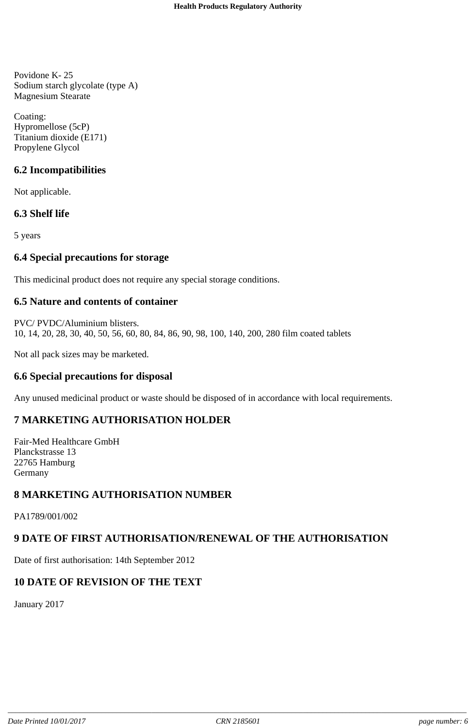Povidone K- 25
Sodium starch glycolate (type A)
Magnesium Stearate

Coating:
Hypromellose (5cP)
Titanium dioxide (E171)
Propylene Glycol

## 6.2 Incompatibilities

Not applicable.

## 6.3 Shelf life

5 years

## 6.4 Special precautions for storage

This medicinal product does not require any special storage conditions.

## 6.5 Nature and contents of container

PVC/ PVDC/Aluminium blisters.
10, 14, 20, 28, 30, 40, 50, 56, 60, 80, 84, 86, 90, 98, 100, 140, 200, 280 film coated tablets

Not all pack sizes may be marketed.

## 6.6 Special precautions for disposal

Any unused medicinal product or waste should be disposed of in accordance with local requirements.

# 7 MARKETING AUTHORISATION HOLDER

Fair-Med Healthcare GmbH
Planckstrasse 13
22765 Hamburg
Germany

# 8 MARKETING AUTHORISATION NUMBER

PA1789/001/002

# 9 DATE OF FIRST AUTHORISATION/RENEWAL OF THE AUTHORISATION

Date of first authorisation: 14th September 2012

# 10 DATE OF REVISION OF THE TEXT

January 2017